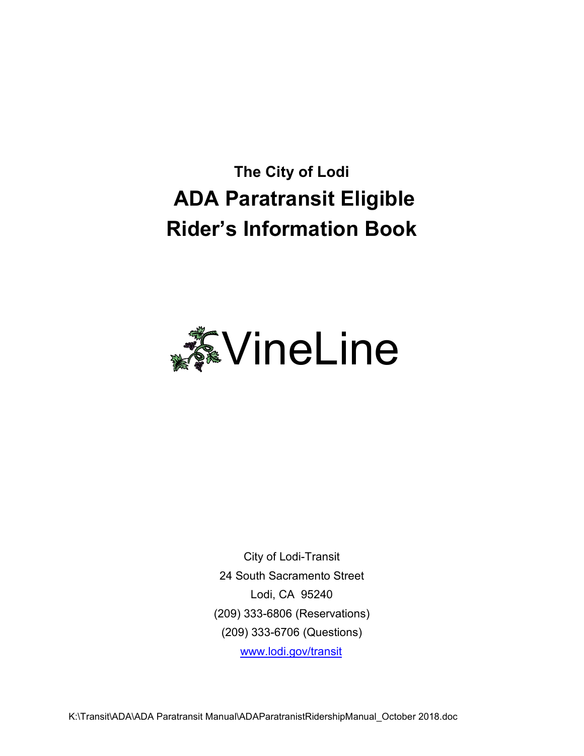**The City of Lodi**

# ADA Paratransit Eligible Rider's Information Book

VineLine

City of Lodi-Transit
24 South Sacramento Street
Lodi, CA 95240
(209) 333-6806 (Reservations)
(209) 333-6706 (Questions)
www.lodi.gov/transit

K:\Transit\ADA\ADA Paratransit Manual\ADAParatranistRidershipManual_October 2018.doc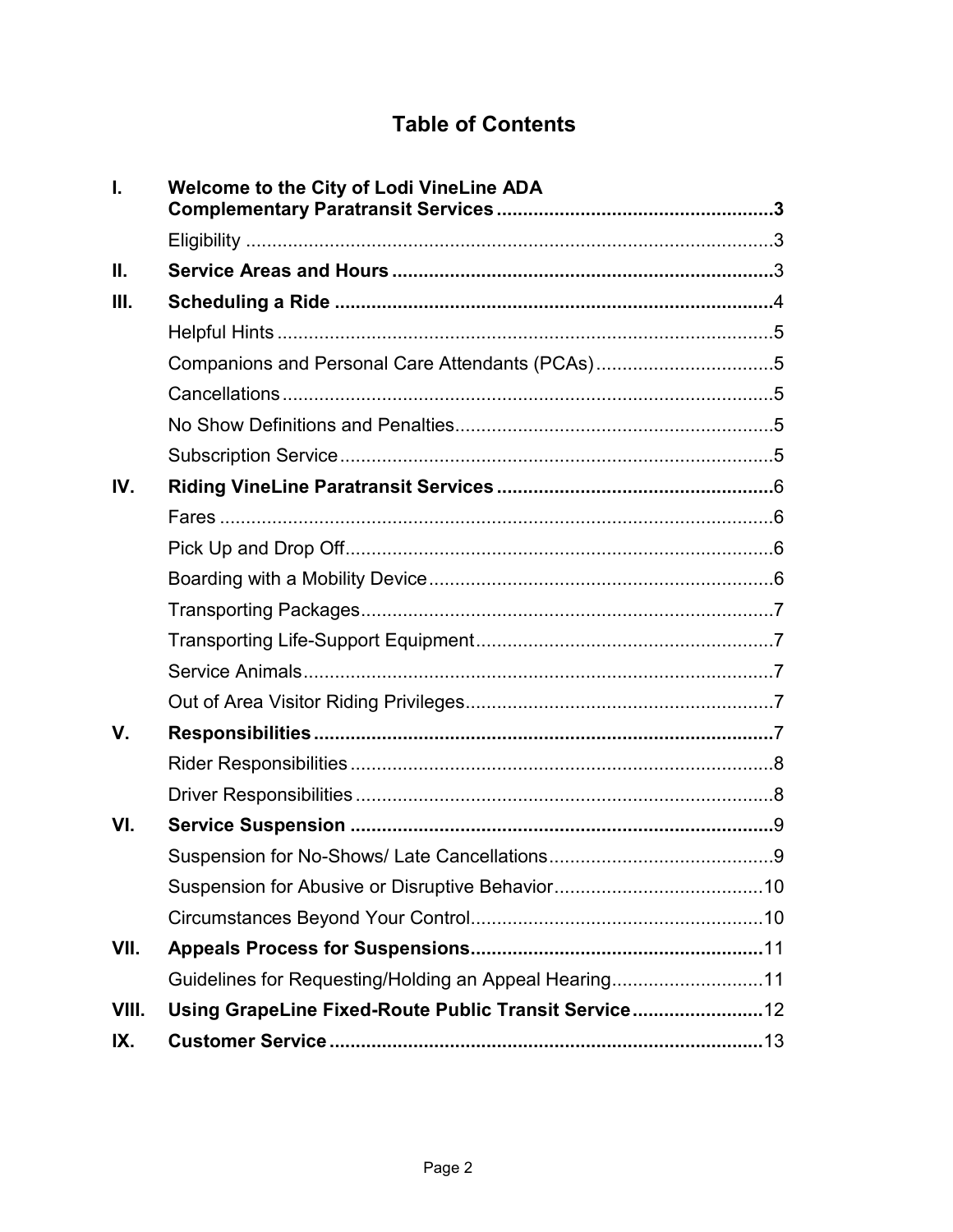# Table of Contents

| | | |
|---|---|---|
| **I.** | **Welcome to the City of Lodi VineLine ADA Complementary Paratransit Services** | **3** |
| | Eligibility | 3 |
| **II.** | **Service Areas and Hours** | 3 |
| **III.** | **Scheduling a Ride** | 4 |
| | Helpful Hints | 5 |
| | Companions and Personal Care Attendants (PCAs) | 5 |
| | Cancellations | 5 |
| | No Show Definitions and Penalties | 5 |
| | Subscription Service | 5 |
| **IV.** | **Riding VineLine Paratransit Services** | 6 |
| | Fares | 6 |
| | Pick Up and Drop Off | 6 |
| | Boarding with a Mobility Device | 6 |
| | Transporting Packages | 7 |
| | Transporting Life-Support Equipment | 7 |
| | Service Animals | 7 |
| | Out of Area Visitor Riding Privileges | 7 |
| **V.** | **Responsibilities** | 7 |
| | Rider Responsibilities | 8 |
| | Driver Responsibilities | 8 |
| **VI.** | **Service Suspension** | 9 |
| | Suspension for No-Shows/ Late Cancellations | 9 |
| | Suspension for Abusive or Disruptive Behavior | 10 |
| | Circumstances Beyond Your Control | 10 |
| **VII.** | **Appeals Process for Suspensions** | 11 |
| | Guidelines for Requesting/Holding an Appeal Hearing | 11 |
| **VIII.** | **Using GrapeLine Fixed-Route Public Transit Service** | 12 |
| **IX.** | **Customer Service** | 13 |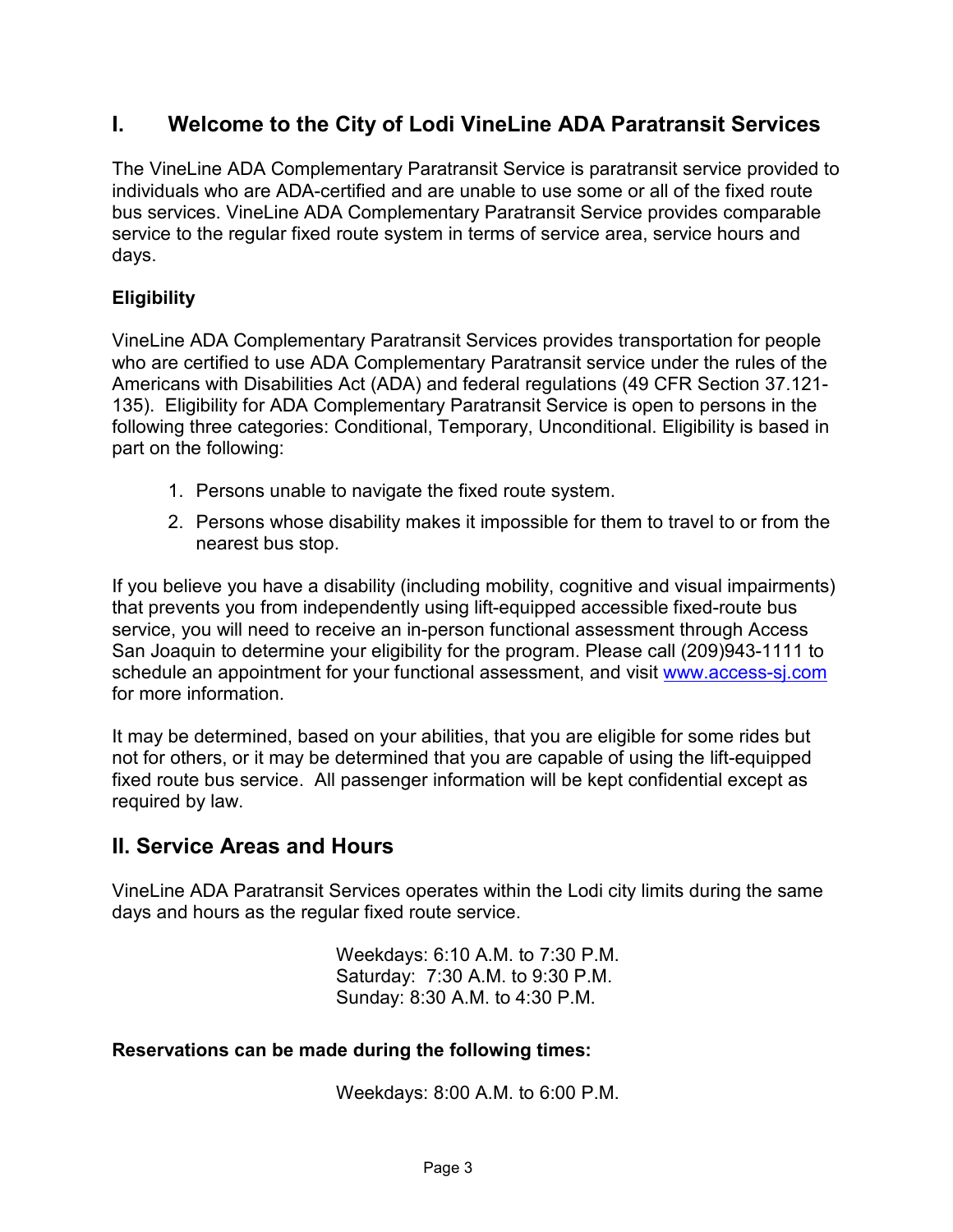## I. Welcome to the City of Lodi VineLine ADA Paratransit Services

The VineLine ADA Complementary Paratransit Service is paratransit service provided to individuals who are ADA-certified and are unable to use some or all of the fixed route bus services. VineLine ADA Complementary Paratransit Service provides comparable service to the regular fixed route system in terms of service area, service hours and days.

### Eligibility

VineLine ADA Complementary Paratransit Services provides transportation for people who are certified to use ADA Complementary Paratransit service under the rules of the Americans with Disabilities Act (ADA) and federal regulations (49 CFR Section 37.121-135). Eligibility for ADA Complementary Paratransit Service is open to persons in the following three categories: Conditional, Temporary, Unconditional. Eligibility is based in part on the following:

1. Persons unable to navigate the fixed route system.
2. Persons whose disability makes it impossible for them to travel to or from the nearest bus stop.

If you believe you have a disability (including mobility, cognitive and visual impairments) that prevents you from independently using lift-equipped accessible fixed-route bus service, you will need to receive an in-person functional assessment through Access San Joaquin to determine your eligibility for the program. Please call (209)943-1111 to schedule an appointment for your functional assessment, and visit www.access-sj.com for more information.

It may be determined, based on your abilities, that you are eligible for some rides but not for others, or it may be determined that you are capable of using the lift-equipped fixed route bus service. All passenger information will be kept confidential except as required by law.

## II. Service Areas and Hours

VineLine ADA Paratransit Services operates within the Lodi city limits during the same days and hours as the regular fixed route service.

Weekdays: 6:10 A.M. to 7:30 P.M.
Saturday: 7:30 A.M. to 9:30 P.M.
Sunday: 8:30 A.M. to 4:30 P.M.

**Reservations can be made during the following times:**

Weekdays: 8:00 A.M. to 6:00 P.M.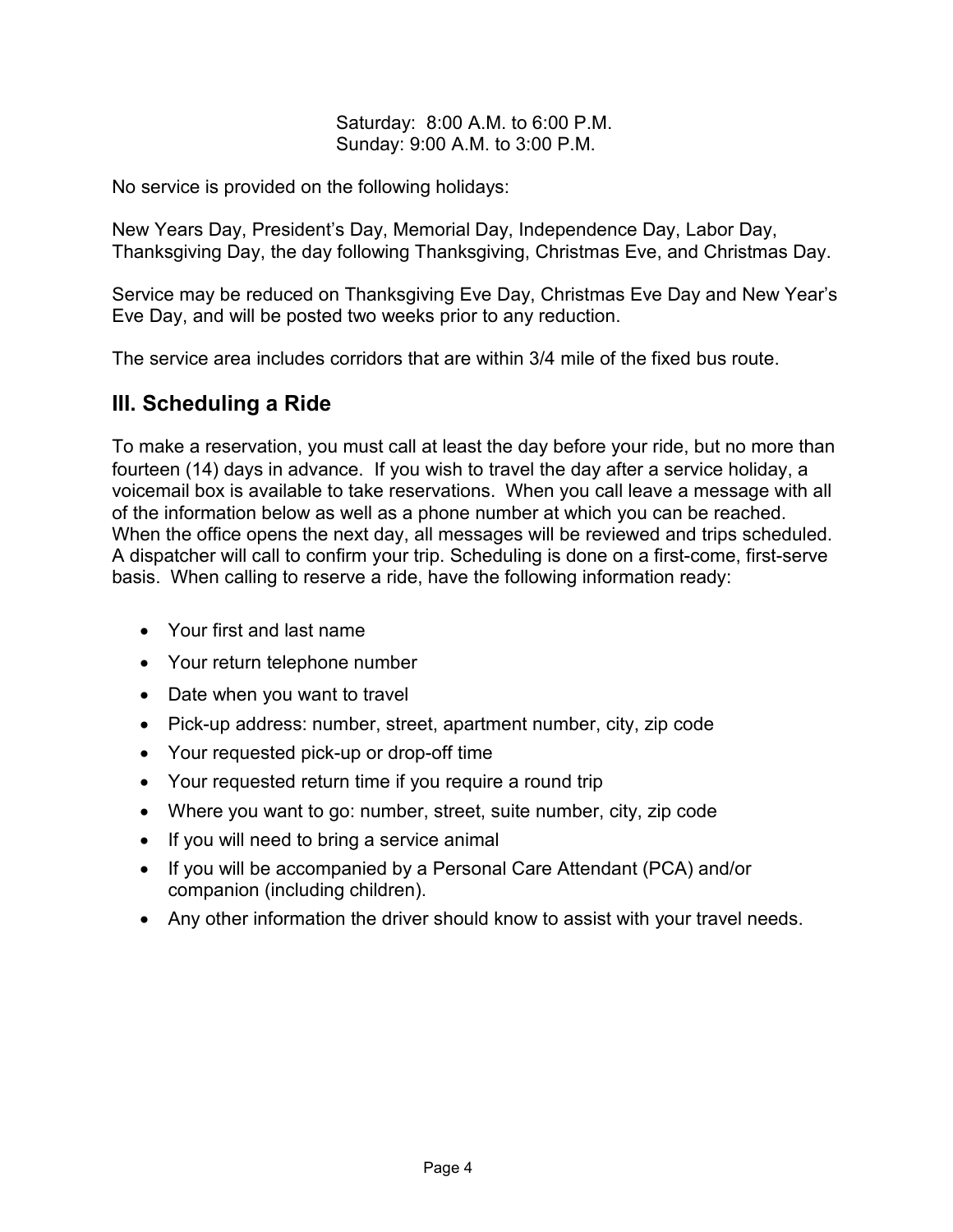Saturday: 8:00 A.M. to 6:00 P.M.
Sunday: 9:00 A.M. to 3:00 P.M.

No service is provided on the following holidays:

New Years Day, President's Day, Memorial Day, Independence Day, Labor Day, Thanksgiving Day, the day following Thanksgiving, Christmas Eve, and Christmas Day.

Service may be reduced on Thanksgiving Eve Day, Christmas Eve Day and New Year's Eve Day, and will be posted two weeks prior to any reduction.

The service area includes corridors that are within 3/4 mile of the fixed bus route.

## III. Scheduling a Ride

To make a reservation, you must call at least the day before your ride, but no more than fourteen (14) days in advance. If you wish to travel the day after a service holiday, a voicemail box is available to take reservations. When you call leave a message with all of the information below as well as a phone number at which you can be reached. When the office opens the next day, all messages will be reviewed and trips scheduled. A dispatcher will call to confirm your trip. Scheduling is done on a first-come, first-serve basis. When calling to reserve a ride, have the following information ready:

- Your first and last name
- Your return telephone number
- Date when you want to travel
- Pick-up address: number, street, apartment number, city, zip code
- Your requested pick-up or drop-off time
- Your requested return time if you require a round trip
- Where you want to go: number, street, suite number, city, zip code
- If you will need to bring a service animal
- If you will be accompanied by a Personal Care Attendant (PCA) and/or companion (including children).
- Any other information the driver should know to assist with your travel needs.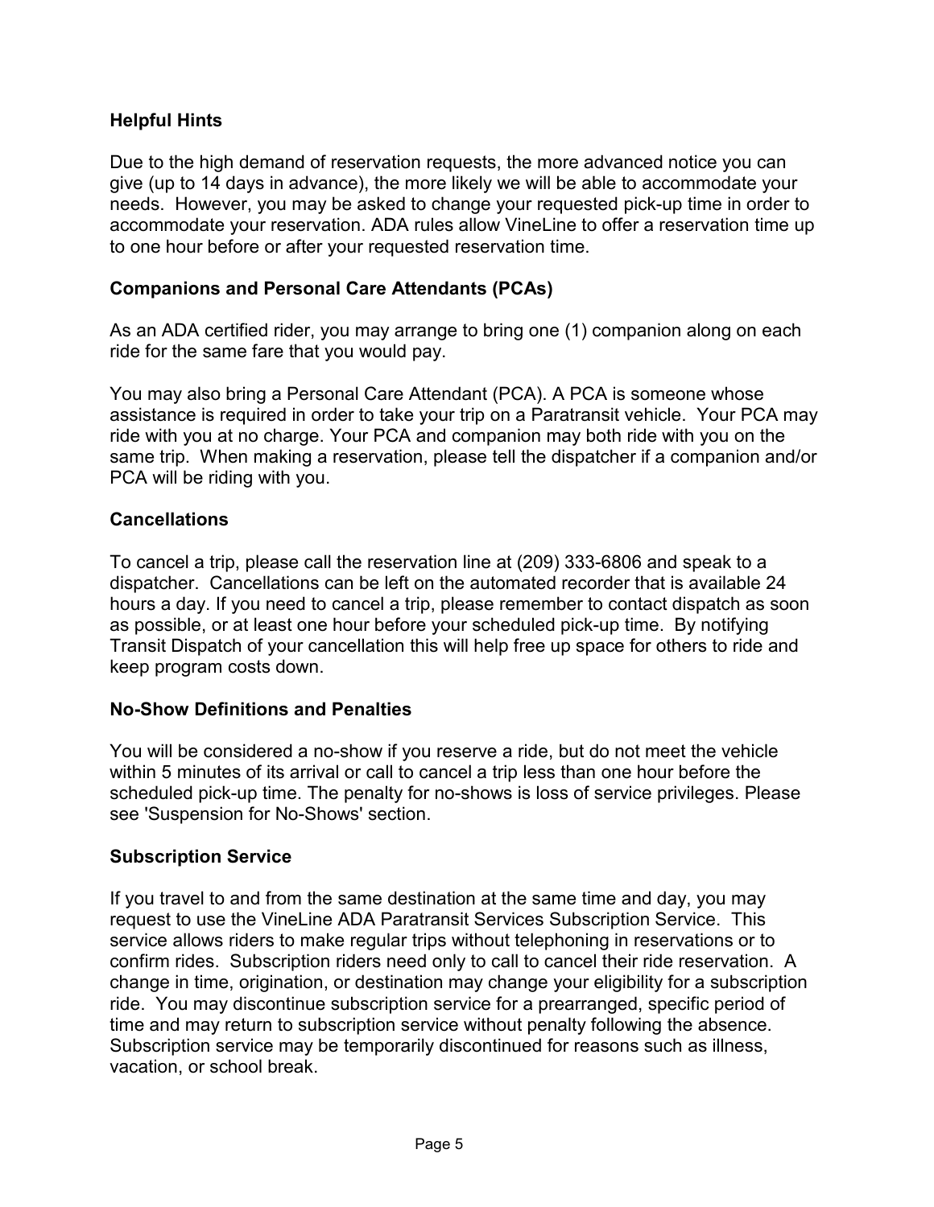## Helpful Hints

Due to the high demand of reservation requests, the more advanced notice you can give (up to 14 days in advance), the more likely we will be able to accommodate your needs. However, you may be asked to change your requested pick-up time in order to accommodate your reservation. ADA rules allow VineLine to offer a reservation time up to one hour before or after your requested reservation time.

## Companions and Personal Care Attendants (PCAs)

As an ADA certified rider, you may arrange to bring one (1) companion along on each ride for the same fare that you would pay.

You may also bring a Personal Care Attendant (PCA). A PCA is someone whose assistance is required in order to take your trip on a Paratransit vehicle. Your PCA may ride with you at no charge. Your PCA and companion may both ride with you on the same trip. When making a reservation, please tell the dispatcher if a companion and/or PCA will be riding with you.

## Cancellations

To cancel a trip, please call the reservation line at (209) 333-6806 and speak to a dispatcher. Cancellations can be left on the automated recorder that is available 24 hours a day. If you need to cancel a trip, please remember to contact dispatch as soon as possible, or at least one hour before your scheduled pick-up time. By notifying Transit Dispatch of your cancellation this will help free up space for others to ride and keep program costs down.

## No-Show Definitions and Penalties

You will be considered a no-show if you reserve a ride, but do not meet the vehicle within 5 minutes of its arrival or call to cancel a trip less than one hour before the scheduled pick-up time. The penalty for no-shows is loss of service privileges. Please see 'Suspension for No-Shows' section.

## Subscription Service

If you travel to and from the same destination at the same time and day, you may request to use the VineLine ADA Paratransit Services Subscription Service. This service allows riders to make regular trips without telephoning in reservations or to confirm rides. Subscription riders need only to call to cancel their ride reservation. A change in time, origination, or destination may change your eligibility for a subscription ride. You may discontinue subscription service for a prearranged, specific period of time and may return to subscription service without penalty following the absence. Subscription service may be temporarily discontinued for reasons such as illness, vacation, or school break.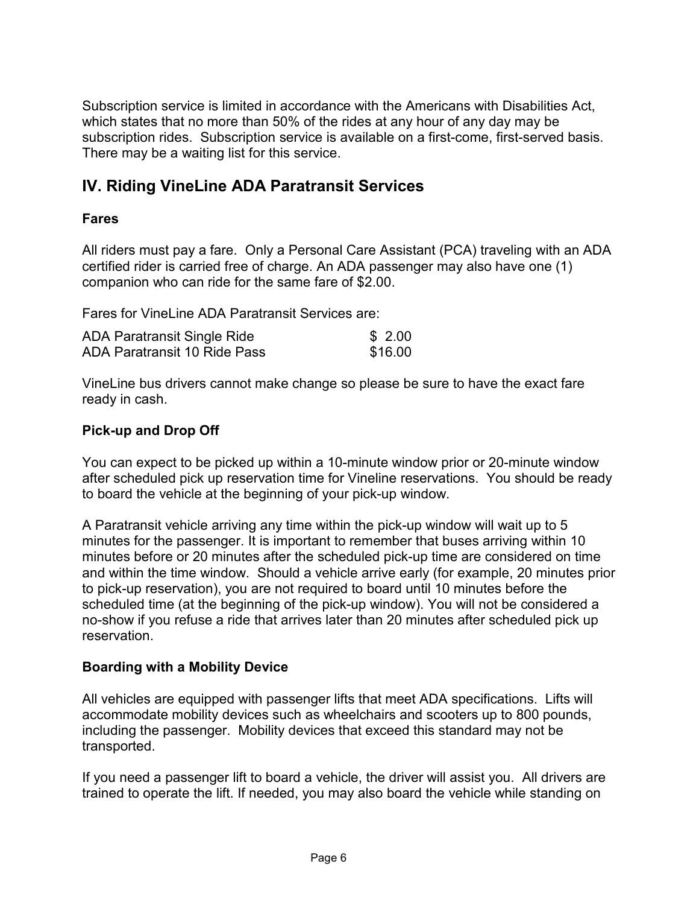Subscription service is limited in accordance with the Americans with Disabilities Act, which states that no more than 50% of the rides at any hour of any day may be subscription rides. Subscription service is available on a first-come, first-served basis. There may be a waiting list for this service.

## IV. Riding VineLine ADA Paratransit Services

### Fares

All riders must pay a fare. Only a Personal Care Assistant (PCA) traveling with an ADA certified rider is carried free of charge. An ADA passenger may also have one (1) companion who can ride for the same fare of $2.00.

Fares for VineLine ADA Paratransit Services are:

| | |
|---|---|
| ADA Paratransit Single Ride | $ 2.00 |
| ADA Paratransit 10 Ride Pass | $16.00 |

VineLine bus drivers cannot make change so please be sure to have the exact fare ready in cash.

### Pick-up and Drop Off

You can expect to be picked up within a 10-minute window prior or 20-minute window after scheduled pick up reservation time for Vineline reservations. You should be ready to board the vehicle at the beginning of your pick-up window.

A Paratransit vehicle arriving any time within the pick-up window will wait up to 5 minutes for the passenger. It is important to remember that buses arriving within 10 minutes before or 20 minutes after the scheduled pick-up time are considered on time and within the time window. Should a vehicle arrive early (for example, 20 minutes prior to pick-up reservation), you are not required to board until 10 minutes before the scheduled time (at the beginning of the pick-up window). You will not be considered a no-show if you refuse a ride that arrives later than 20 minutes after scheduled pick up reservation.

### Boarding with a Mobility Device

All vehicles are equipped with passenger lifts that meet ADA specifications. Lifts will accommodate mobility devices such as wheelchairs and scooters up to 800 pounds, including the passenger. Mobility devices that exceed this standard may not be transported.

If you need a passenger lift to board a vehicle, the driver will assist you. All drivers are trained to operate the lift. If needed, you may also board the vehicle while standing on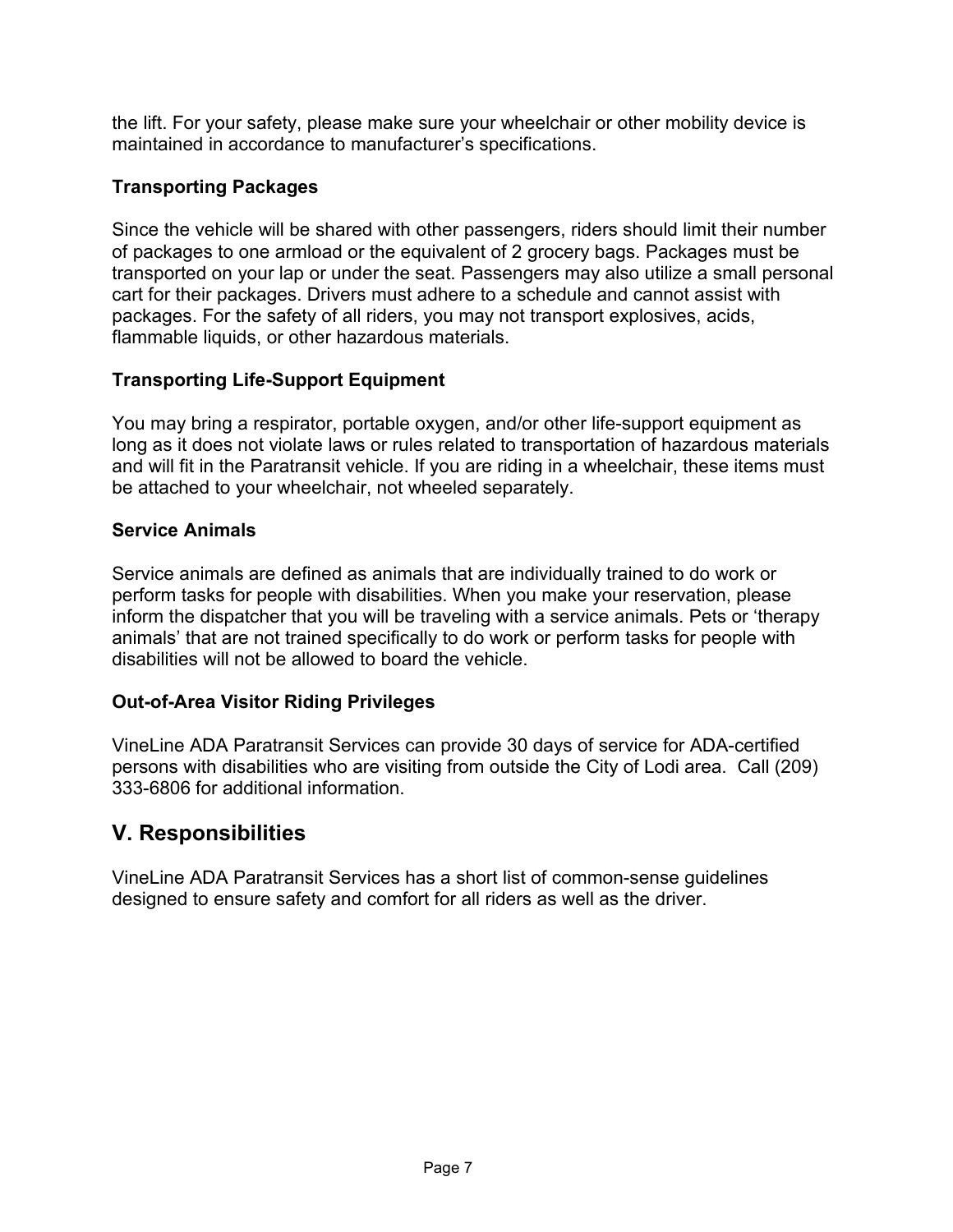the lift. For your safety, please make sure your wheelchair or other mobility device is maintained in accordance to manufacturer's specifications.

### Transporting Packages

Since the vehicle will be shared with other passengers, riders should limit their number of packages to one armload or the equivalent of 2 grocery bags. Packages must be transported on your lap or under the seat. Passengers may also utilize a small personal cart for their packages. Drivers must adhere to a schedule and cannot assist with packages. For the safety of all riders, you may not transport explosives, acids, flammable liquids, or other hazardous materials.

### Transporting Life-Support Equipment

You may bring a respirator, portable oxygen, and/or other life-support equipment as long as it does not violate laws or rules related to transportation of hazardous materials and will fit in the Paratransit vehicle. If you are riding in a wheelchair, these items must be attached to your wheelchair, not wheeled separately.

### Service Animals

Service animals are defined as animals that are individually trained to do work or perform tasks for people with disabilities. When you make your reservation, please inform the dispatcher that you will be traveling with a service animals. Pets or 'therapy animals' that are not trained specifically to do work or perform tasks for people with disabilities will not be allowed to board the vehicle.

### Out-of-Area Visitor Riding Privileges

VineLine ADA Paratransit Services can provide 30 days of service for ADA-certified persons with disabilities who are visiting from outside the City of Lodi area.  Call (209) 333-6806 for additional information.

## V. Responsibilities

VineLine ADA Paratransit Services has a short list of common-sense guidelines designed to ensure safety and comfort for all riders as well as the driver.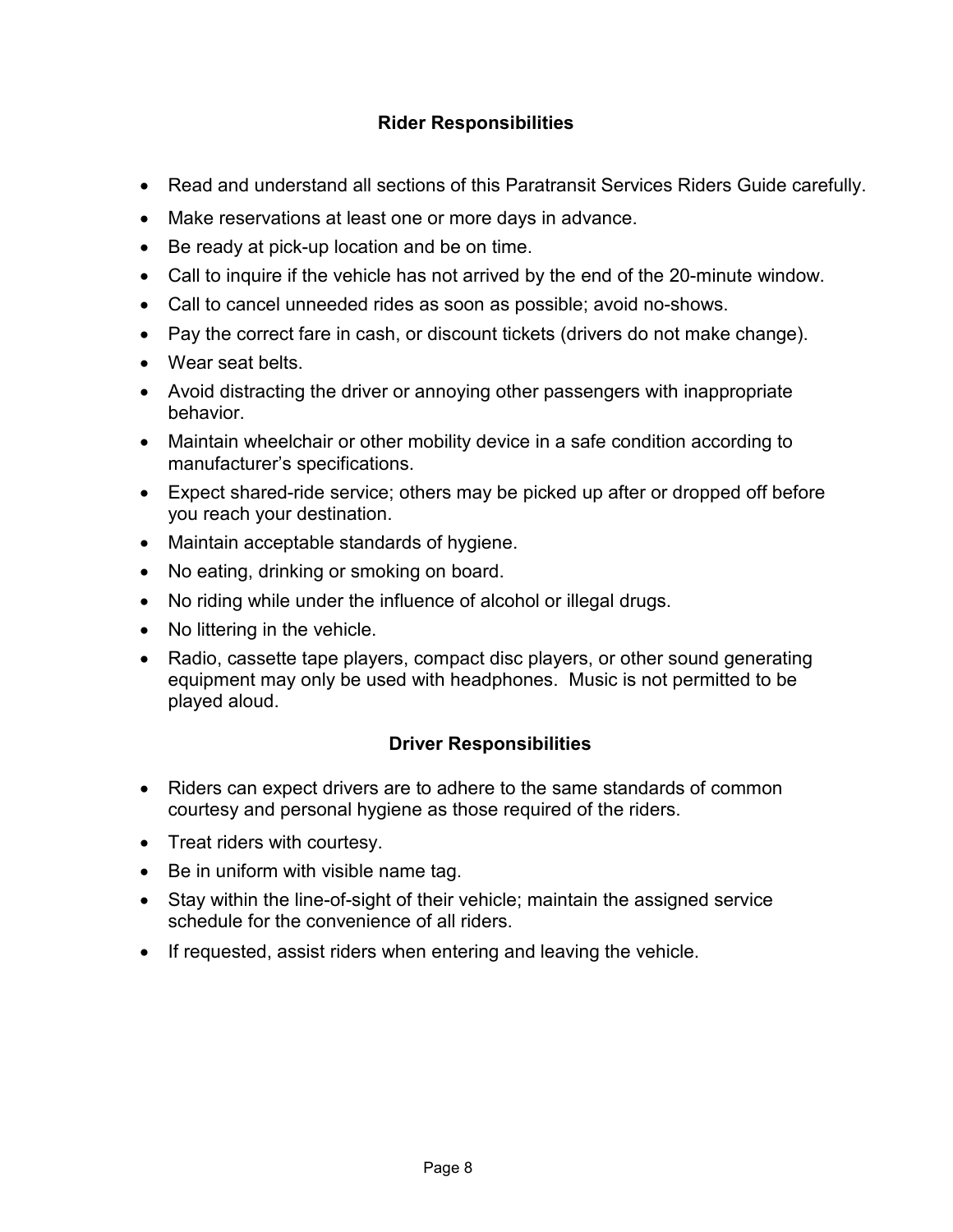## Rider Responsibilities

- Read and understand all sections of this Paratransit Services Riders Guide carefully.
- Make reservations at least one or more days in advance.
- Be ready at pick-up location and be on time.
- Call to inquire if the vehicle has not arrived by the end of the 20-minute window.
- Call to cancel unneeded rides as soon as possible; avoid no-shows.
- Pay the correct fare in cash, or discount tickets (drivers do not make change).
- Wear seat belts.
- Avoid distracting the driver or annoying other passengers with inappropriate behavior.
- Maintain wheelchair or other mobility device in a safe condition according to manufacturer's specifications.
- Expect shared-ride service; others may be picked up after or dropped off before you reach your destination.
- Maintain acceptable standards of hygiene.
- No eating, drinking or smoking on board.
- No riding while under the influence of alcohol or illegal drugs.
- No littering in the vehicle.
- Radio, cassette tape players, compact disc players, or other sound generating equipment may only be used with headphones. Music is not permitted to be played aloud.

## Driver Responsibilities

- Riders can expect drivers are to adhere to the same standards of common courtesy and personal hygiene as those required of the riders.
- Treat riders with courtesy.
- Be in uniform with visible name tag.
- Stay within the line-of-sight of their vehicle; maintain the assigned service schedule for the convenience of all riders.
- If requested, assist riders when entering and leaving the vehicle.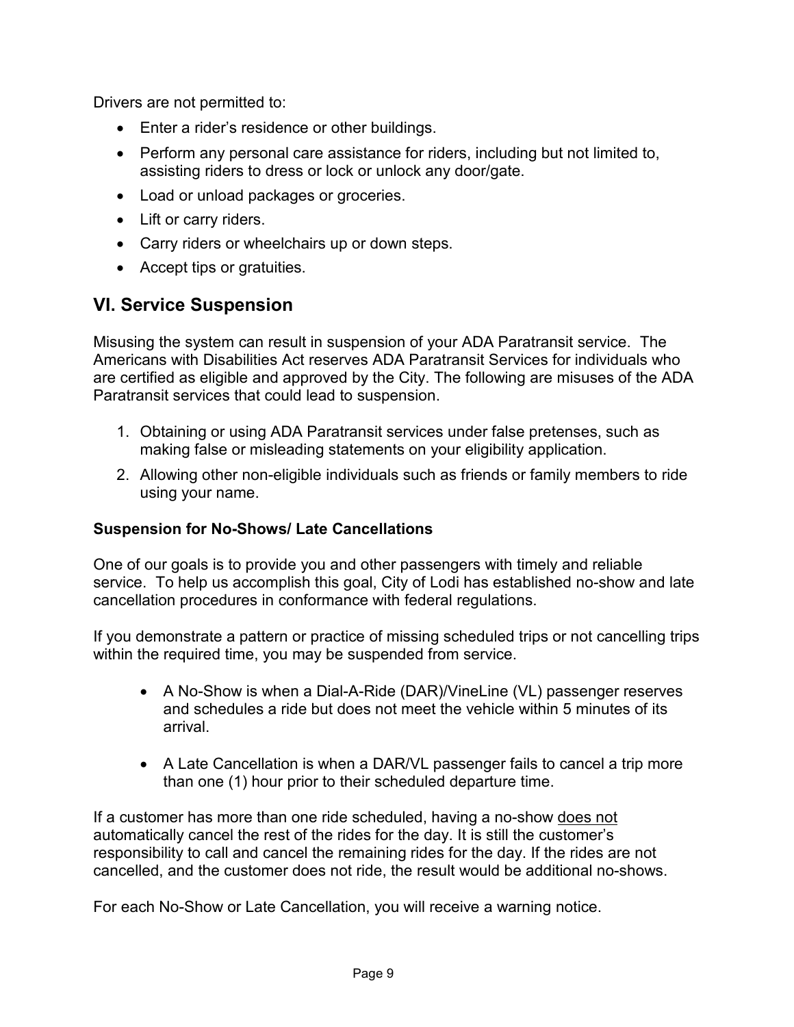Drivers are not permitted to:

- Enter a rider's residence or other buildings.
- Perform any personal care assistance for riders, including but not limited to, assisting riders to dress or lock or unlock any door/gate.
- Load or unload packages or groceries.
- Lift or carry riders.
- Carry riders or wheelchairs up or down steps.
- Accept tips or gratuities.

## VI. Service Suspension

Misusing the system can result in suspension of your ADA Paratransit service. The Americans with Disabilities Act reserves ADA Paratransit Services for individuals who are certified as eligible and approved by the City. The following are misuses of the ADA Paratransit services that could lead to suspension.

1. Obtaining or using ADA Paratransit services under false pretenses, such as making false or misleading statements on your eligibility application.
2. Allowing other non-eligible individuals such as friends or family members to ride using your name.

**Suspension for No-Shows/ Late Cancellations**

One of our goals is to provide you and other passengers with timely and reliable service. To help us accomplish this goal, City of Lodi has established no-show and late cancellation procedures in conformance with federal regulations.

If you demonstrate a pattern or practice of missing scheduled trips or not cancelling trips within the required time, you may be suspended from service.

- A No-Show is when a Dial-A-Ride (DAR)/VineLine (VL) passenger reserves and schedules a ride but does not meet the vehicle within 5 minutes of its arrival.

- A Late Cancellation is when a DAR/VL passenger fails to cancel a trip more than one (1) hour prior to their scheduled departure time.

If a customer has more than one ride scheduled, having a no-show does not automatically cancel the rest of the rides for the day. It is still the customer's responsibility to call and cancel the remaining rides for the day. If the rides are not cancelled, and the customer does not ride, the result would be additional no-shows.

For each No-Show or Late Cancellation, you will receive a warning notice.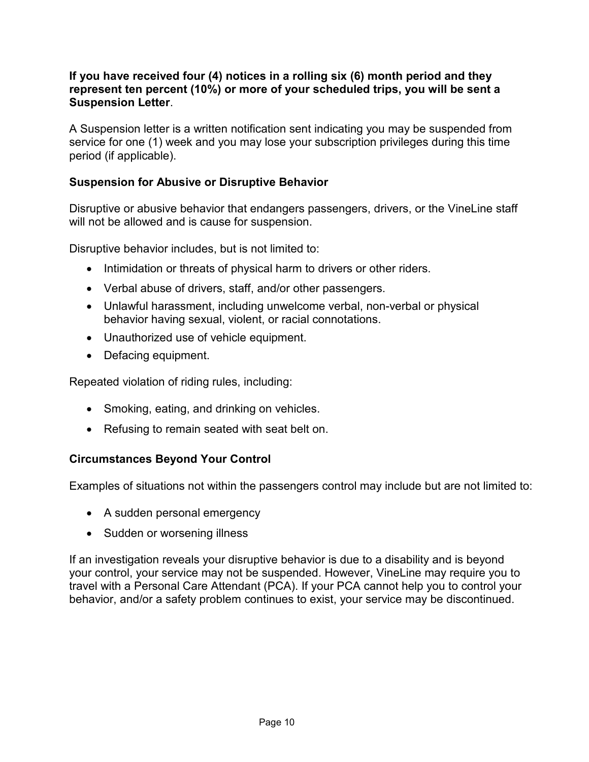**If you have received four (4) notices in a rolling six (6) month period and they represent ten percent (10%) or more of your scheduled trips, you will be sent a Suspension Letter**.

A Suspension letter is a written notification sent indicating you may be suspended from service for one (1) week and you may lose your subscription privileges during this time period (if applicable).

### Suspension for Abusive or Disruptive Behavior

Disruptive or abusive behavior that endangers passengers, drivers, or the VineLine staff will not be allowed and is cause for suspension.

Disruptive behavior includes, but is not limited to:

- Intimidation or threats of physical harm to drivers or other riders.
- Verbal abuse of drivers, staff, and/or other passengers.
- Unlawful harassment, including unwelcome verbal, non-verbal or physical behavior having sexual, violent, or racial connotations.
- Unauthorized use of vehicle equipment.
- Defacing equipment.

Repeated violation of riding rules, including:

- Smoking, eating, and drinking on vehicles.
- Refusing to remain seated with seat belt on.

### Circumstances Beyond Your Control

Examples of situations not within the passengers control may include but are not limited to:

- A sudden personal emergency
- Sudden or worsening illness

If an investigation reveals your disruptive behavior is due to a disability and is beyond your control, your service may not be suspended. However, VineLine may require you to travel with a Personal Care Attendant (PCA). If your PCA cannot help you to control your behavior, and/or a safety problem continues to exist, your service may be discontinued.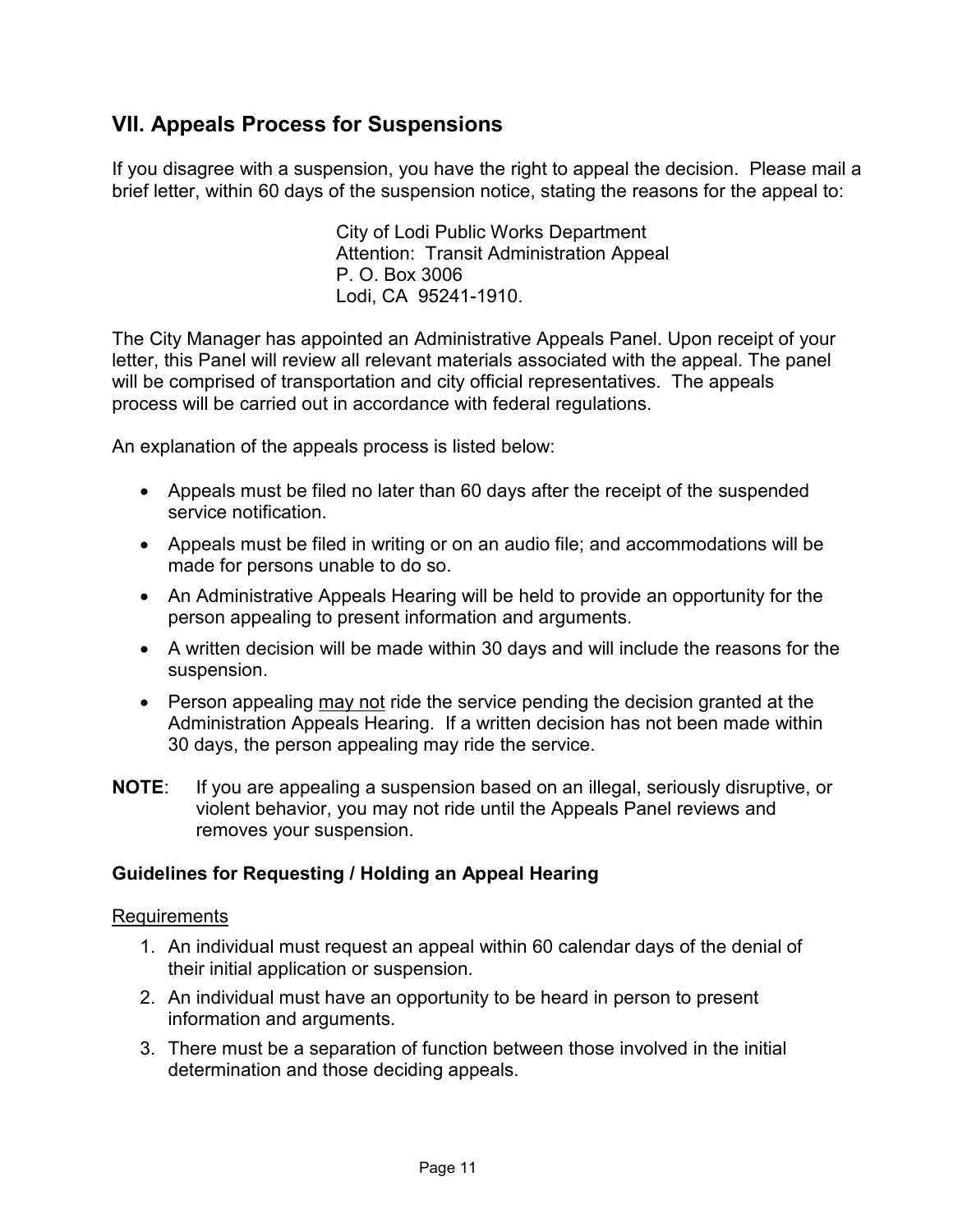## VII. Appeals Process for Suspensions

If you disagree with a suspension, you have the right to appeal the decision. Please mail a brief letter, within 60 days of the suspension notice, stating the reasons for the appeal to:

> City of Lodi Public Works Department
> Attention: Transit Administration Appeal
> P. O. Box 3006
> Lodi, CA 95241-1910.

The City Manager has appointed an Administrative Appeals Panel. Upon receipt of your letter, this Panel will review all relevant materials associated with the appeal. The panel will be comprised of transportation and city official representatives. The appeals process will be carried out in accordance with federal regulations.

An explanation of the appeals process is listed below:

- Appeals must be filed no later than 60 days after the receipt of the suspended service notification.
- Appeals must be filed in writing or on an audio file; and accommodations will be made for persons unable to do so.
- An Administrative Appeals Hearing will be held to provide an opportunity for the person appealing to present information and arguments.
- A written decision will be made within 30 days and will include the reasons for the suspension.
- Person appealing may not ride the service pending the decision granted at the Administration Appeals Hearing. If a written decision has not been made within 30 days, the person appealing may ride the service.

**NOTE**: If you are appealing a suspension based on an illegal, seriously disruptive, or violent behavior, you may not ride until the Appeals Panel reviews and removes your suspension.

### Guidelines for Requesting / Holding an Appeal Hearing

Requirements

1. An individual must request an appeal within 60 calendar days of the denial of their initial application or suspension.
2. An individual must have an opportunity to be heard in person to present information and arguments.
3. There must be a separation of function between those involved in the initial determination and those deciding appeals.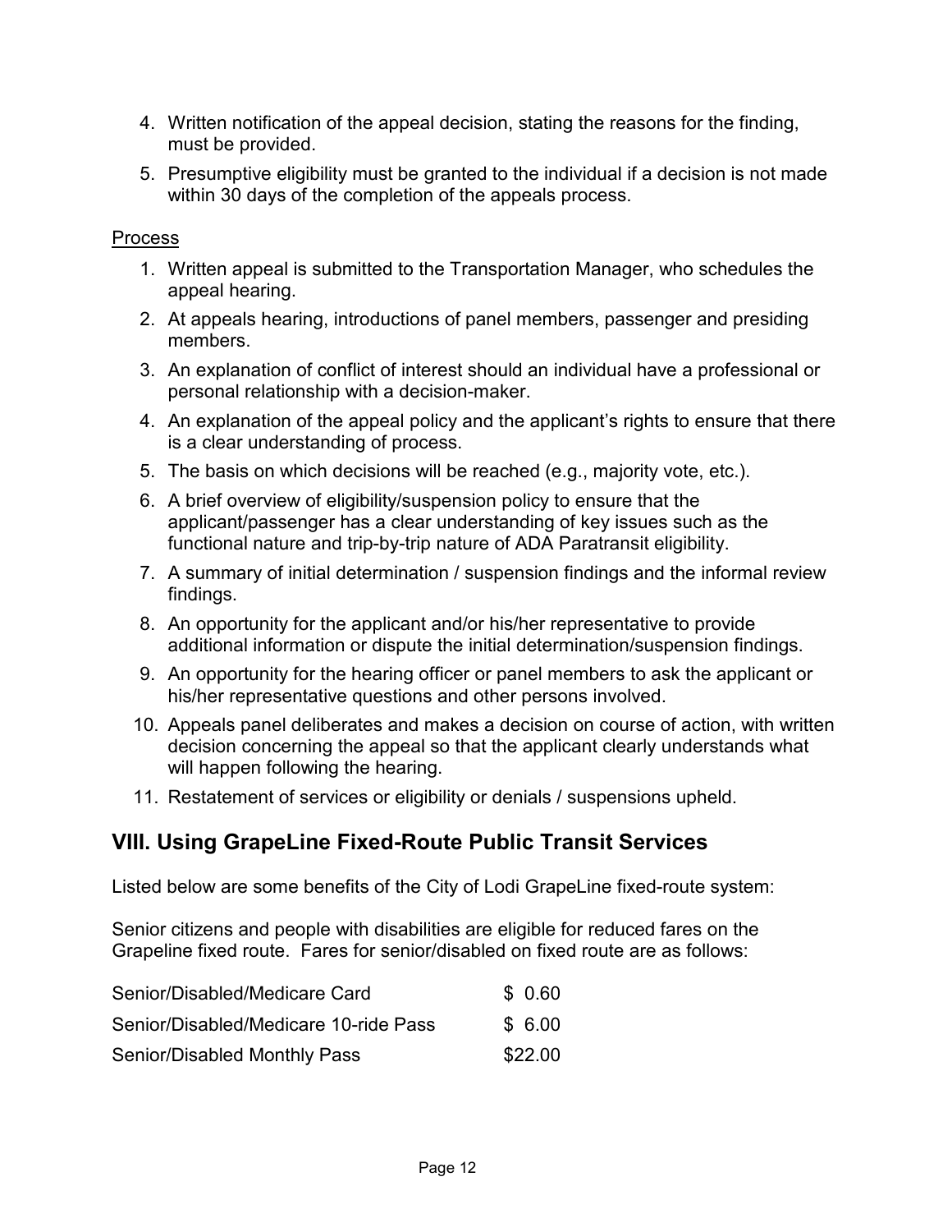4. Written notification of the appeal decision, stating the reasons for the finding, must be provided.
5. Presumptive eligibility must be granted to the individual if a decision is not made within 30 days of the completion of the appeals process.

Process

1. Written appeal is submitted to the Transportation Manager, who schedules the appeal hearing.
2. At appeals hearing, introductions of panel members, passenger and presiding members.
3. An explanation of conflict of interest should an individual have a professional or personal relationship with a decision-maker.
4. An explanation of the appeal policy and the applicant's rights to ensure that there is a clear understanding of process.
5. The basis on which decisions will be reached (e.g., majority vote, etc.).
6. A brief overview of eligibility/suspension policy to ensure that the applicant/passenger has a clear understanding of key issues such as the functional nature and trip-by-trip nature of ADA Paratransit eligibility.
7. A summary of initial determination / suspension findings and the informal review findings.
8. An opportunity for the applicant and/or his/her representative to provide additional information or dispute the initial determination/suspension findings.
9. An opportunity for the hearing officer or panel members to ask the applicant or his/her representative questions and other persons involved.
10. Appeals panel deliberates and makes a decision on course of action, with written decision concerning the appeal so that the applicant clearly understands what will happen following the hearing.
11. Restatement of services or eligibility or denials / suspensions upheld.

## VIII. Using GrapeLine Fixed-Route Public Transit Services

Listed below are some benefits of the City of Lodi GrapeLine fixed-route system:

Senior citizens and people with disabilities are eligible for reduced fares on the Grapeline fixed route. Fares for senior/disabled on fixed route are as follows:

| | |
|---|---|
| Senior/Disabled/Medicare Card | $ 0.60 |
| Senior/Disabled/Medicare 10-ride Pass | $ 6.00 |
| Senior/Disabled Monthly Pass | $22.00 |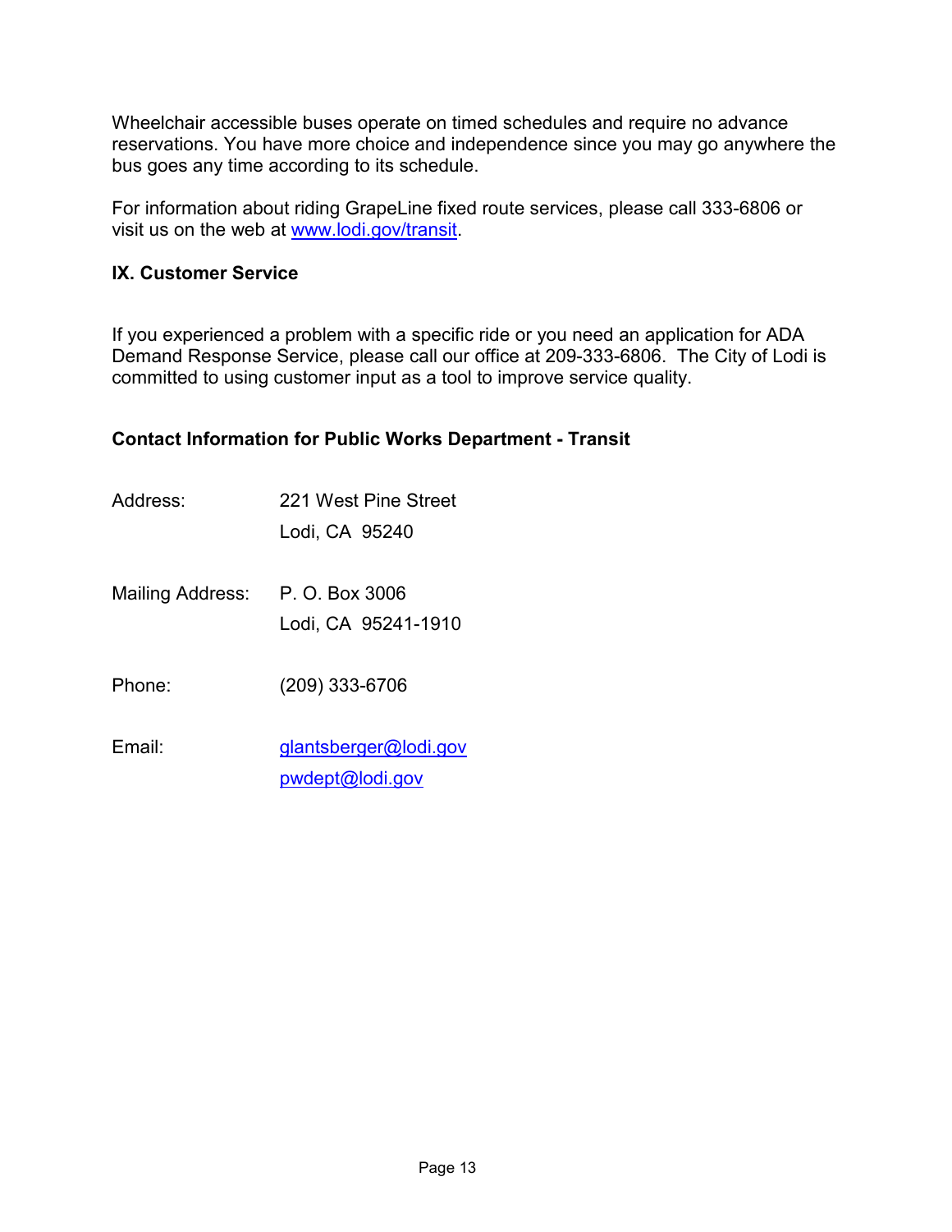Wheelchair accessible buses operate on timed schedules and require no advance reservations. You have more choice and independence since you may go anywhere the bus goes any time according to its schedule.

For information about riding GrapeLine fixed route services, please call 333-6806 or visit us on the web at www.lodi.gov/transit.

## IX. Customer Service

If you experienced a problem with a specific ride or you need an application for ADA Demand Response Service, please call our office at 209-333-6806. The City of Lodi is committed to using customer input as a tool to improve service quality.

### Contact Information for Public Works Department - Transit

| | |
|---|---|
| Address: | 221 West Pine Street<br>Lodi, CA 95240 |
| Mailing Address: | P. O. Box 3006<br>Lodi, CA 95241-1910 |
| Phone: | (209) 333-6706 |
| Email: | glantsberger@lodi.gov<br>pwdept@lodi.gov |